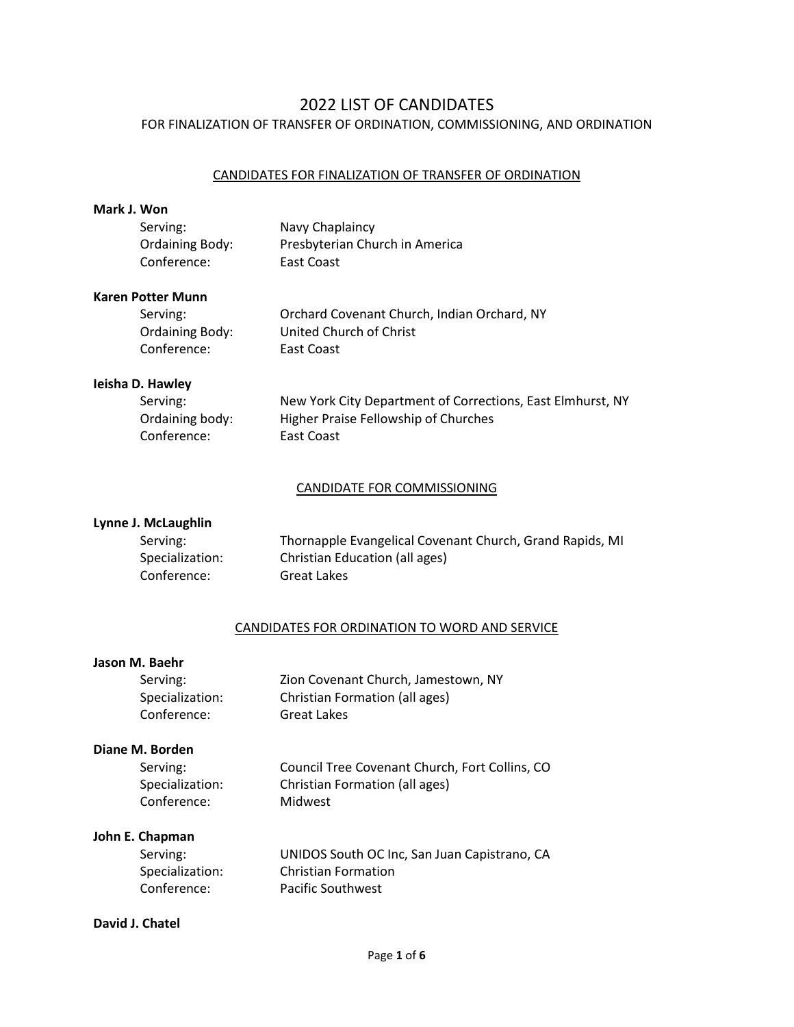# 2022 LIST OF CANDIDATES

## FOR FINALIZATION OF TRANSFER OF ORDINATION, COMMISSIONING, AND ORDINATION

### CANDIDATES FOR FINALIZATION OF TRANSFER OF ORDINATION

**Mark J. Won**

Serving: Navy Chaplaincy
Ordaining Body: Presbyterian Church in America
Conference: East Coast

**Karen Potter Munn**

Serving: Orchard Covenant Church, Indian Orchard, NY
Ordaining Body: United Church of Christ
Conference: East Coast

**Ieisha D. Hawley**

Serving: New York City Department of Corrections, East Elmhurst, NY
Ordaining body: Higher Praise Fellowship of Churches
Conference: East Coast

### CANDIDATE FOR COMMISSIONING

**Lynne J. McLaughlin**

Serving: Thornapple Evangelical Covenant Church, Grand Rapids, MI
Specialization: Christian Education (all ages)
Conference: Great Lakes

### CANDIDATES FOR ORDINATION TO WORD AND SERVICE

**Jason M. Baehr**

Serving: Zion Covenant Church, Jamestown, NY
Specialization: Christian Formation (all ages)
Conference: Great Lakes

**Diane M. Borden**

Serving: Council Tree Covenant Church, Fort Collins, CO
Specialization: Christian Formation (all ages)
Conference: Midwest

**John E. Chapman**

Serving: UNIDOS South OC Inc, San Juan Capistrano, CA
Specialization: Christian Formation
Conference: Pacific Southwest

**David J. Chatel**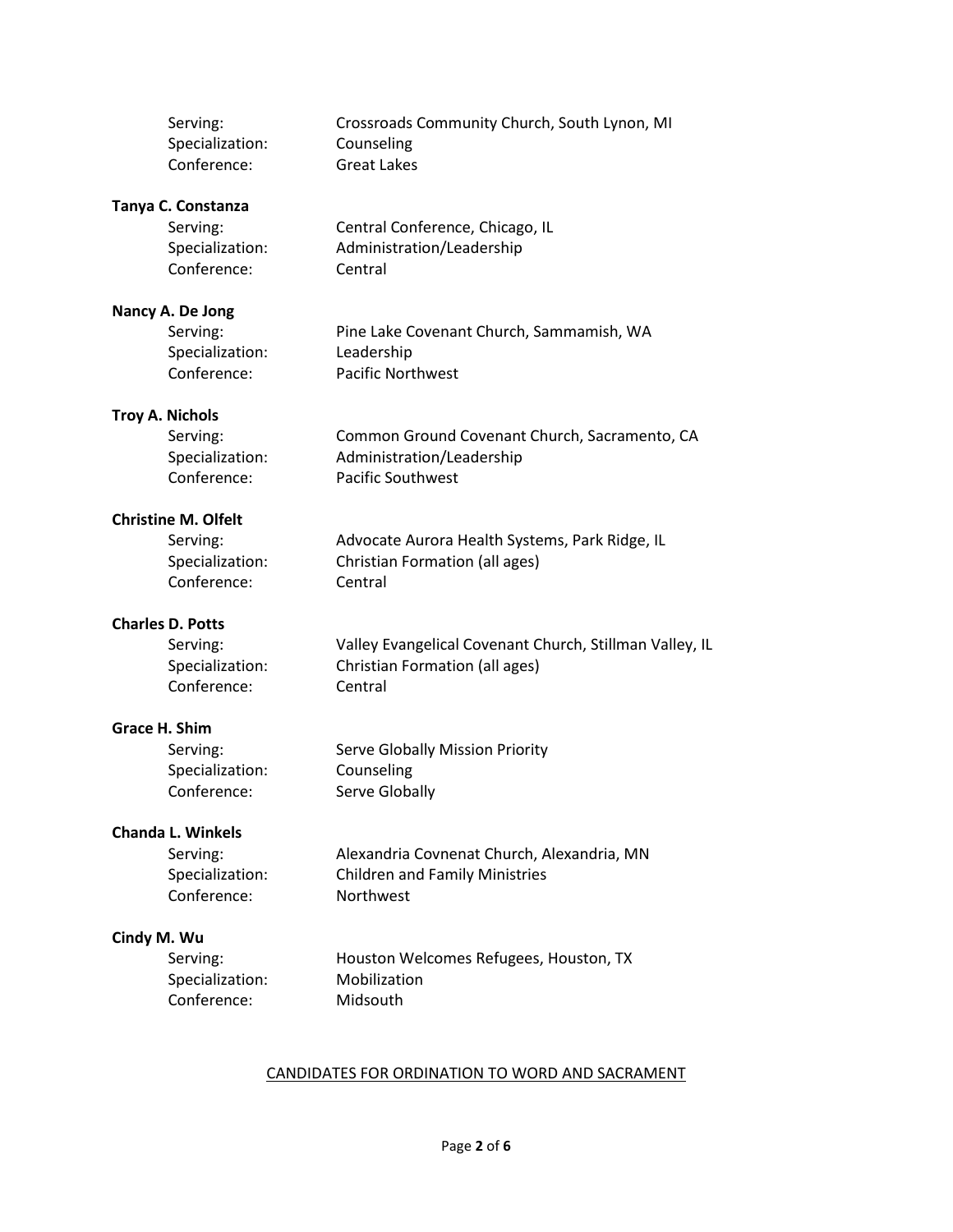Serving: Crossroads Community Church, South Lynon, MI
Specialization: Counseling
Conference: Great Lakes

**Tanya C. Constanza**

Serving: Central Conference, Chicago, IL
Specialization: Administration/Leadership
Conference: Central

**Nancy A. De Jong**

Serving: Pine Lake Covenant Church, Sammamish, WA
Specialization: Leadership
Conference: Pacific Northwest

**Troy A. Nichols**

Serving: Common Ground Covenant Church, Sacramento, CA
Specialization: Administration/Leadership
Conference: Pacific Southwest

**Christine M. Olfelt**

Serving: Advocate Aurora Health Systems, Park Ridge, IL
Specialization: Christian Formation (all ages)
Conference: Central

**Charles D. Potts**

Serving: Valley Evangelical Covenant Church, Stillman Valley, IL
Specialization: Christian Formation (all ages)
Conference: Central

**Grace H. Shim**

Serving: Serve Globally Mission Priority
Specialization: Counseling
Conference: Serve Globally

**Chanda L. Winkels**

Serving: Alexandria Covnenat Church, Alexandria, MN
Specialization: Children and Family Ministries
Conference: Northwest

**Cindy M. Wu**

Serving: Houston Welcomes Refugees, Houston, TX
Specialization: Mobilization
Conference: Midsouth

## CANDIDATES FOR ORDINATION TO WORD AND SACRAMENT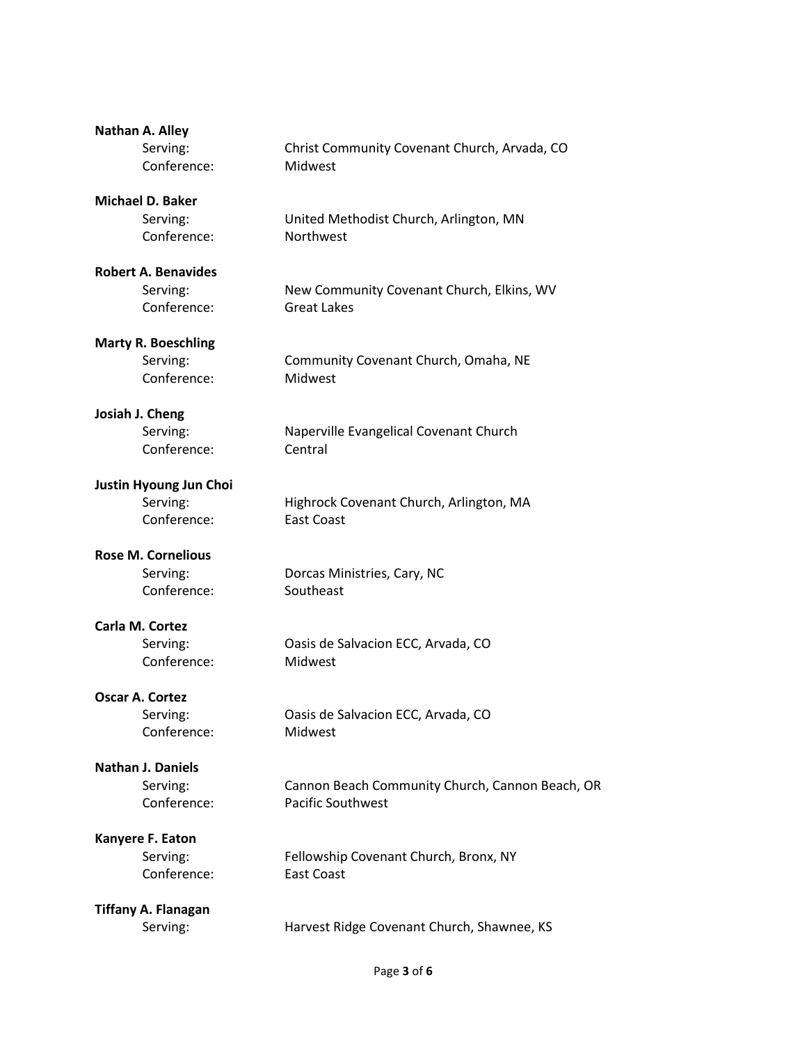**Nathan A. Alley**

Serving: Christ Community Covenant Church, Arvada, CO
Conference: Midwest

**Michael D. Baker**

Serving: United Methodist Church, Arlington, MN
Conference: Northwest

**Robert A. Benavides**

Serving: New Community Covenant Church, Elkins, WV
Conference: Great Lakes

**Marty R. Boeschling**

Serving: Community Covenant Church, Omaha, NE
Conference: Midwest

**Josiah J. Cheng**

Serving: Naperville Evangelical Covenant Church
Conference: Central

**Justin Hyoung Jun Choi**

Serving: Highrock Covenant Church, Arlington, MA
Conference: East Coast

**Rose M. Cornelious**

Serving: Dorcas Ministries, Cary, NC
Conference: Southeast

**Carla M. Cortez**

Serving: Oasis de Salvacion ECC, Arvada, CO
Conference: Midwest

**Oscar A. Cortez**

Serving: Oasis de Salvacion ECC, Arvada, CO
Conference: Midwest

**Nathan J. Daniels**

Serving: Cannon Beach Community Church, Cannon Beach, OR
Conference: Pacific Southwest

**Kanyere F. Eaton**

Serving: Fellowship Covenant Church, Bronx, NY
Conference: East Coast

**Tiffany A. Flanagan**

Serving: Harvest Ridge Covenant Church, Shawnee, KS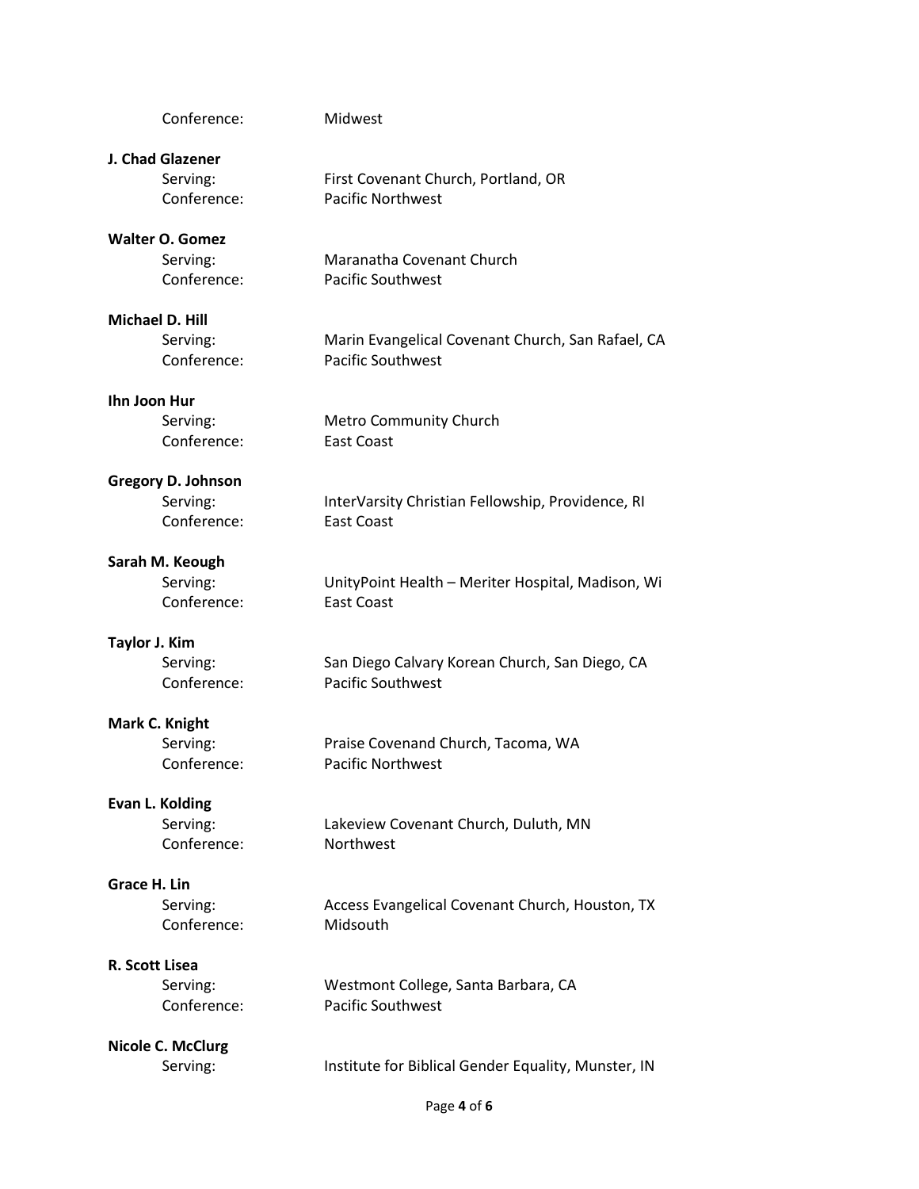Conference: Midwest

**J. Chad Glazener**
Serving: First Covenant Church, Portland, OR
Conference: Pacific Northwest

**Walter O. Gomez**
Serving: Maranatha Covenant Church
Conference: Pacific Southwest

**Michael D. Hill**
Serving: Marin Evangelical Covenant Church, San Rafael, CA
Conference: Pacific Southwest

**Ihn Joon Hur**
Serving: Metro Community Church
Conference: East Coast

**Gregory D. Johnson**
Serving: InterVarsity Christian Fellowship, Providence, RI
Conference: East Coast

**Sarah M. Keough**
Serving: UnityPoint Health – Meriter Hospital, Madison, Wi
Conference: East Coast

**Taylor J. Kim**
Serving: San Diego Calvary Korean Church, San Diego, CA
Conference: Pacific Southwest

**Mark C. Knight**
Serving: Praise Covenand Church, Tacoma, WA
Conference: Pacific Northwest

**Evan L. Kolding**
Serving: Lakeview Covenant Church, Duluth, MN
Conference: Northwest

**Grace H. Lin**
Serving: Access Evangelical Covenant Church, Houston, TX
Conference: Midsouth

**R. Scott Lisea**
Serving: Westmont College, Santa Barbara, CA
Conference: Pacific Southwest

**Nicole C. McClurg**
Serving: Institute for Biblical Gender Equality, Munster, IN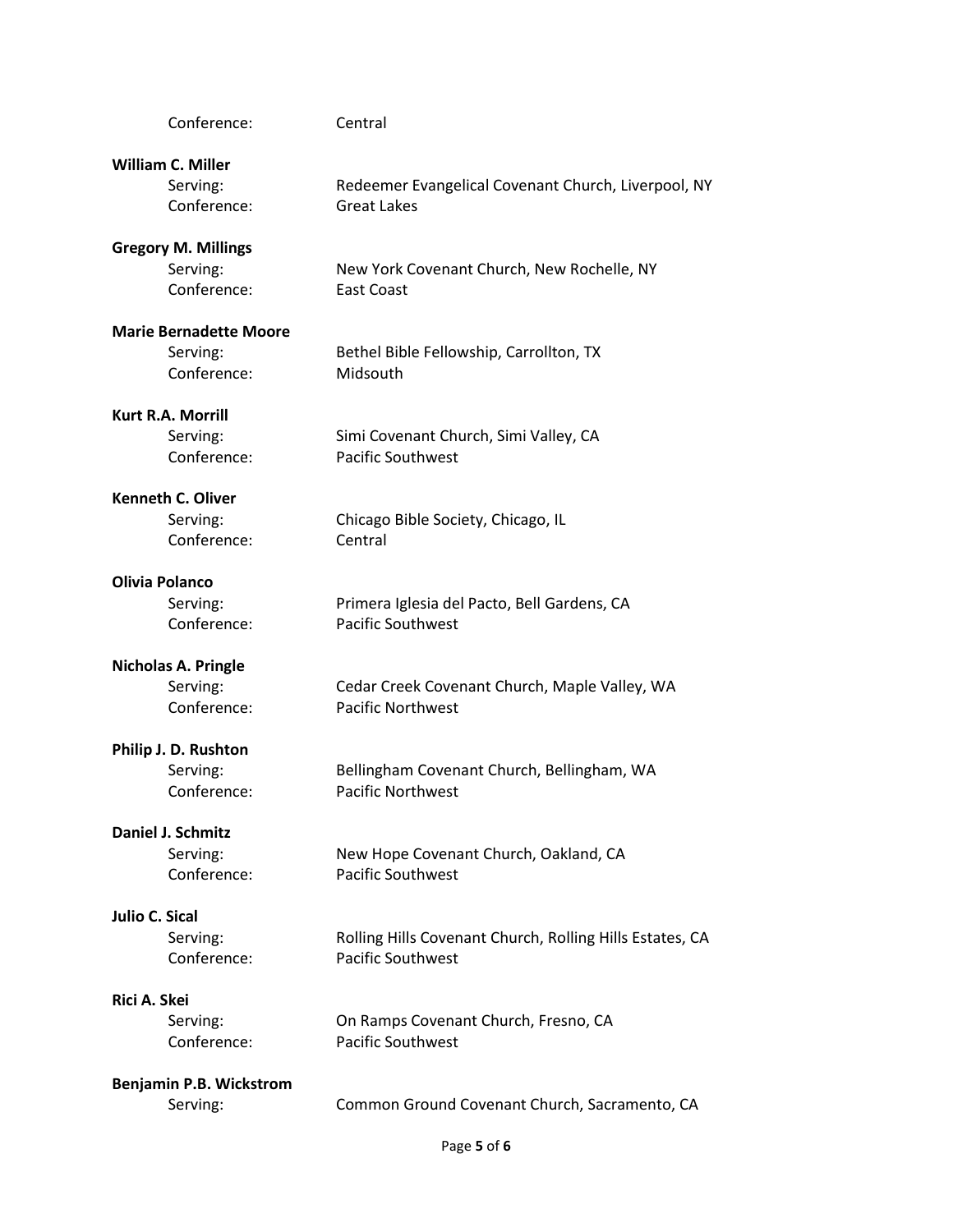Conference: Central

**William C. Miller**
Serving: Redeemer Evangelical Covenant Church, Liverpool, NY
Conference: Great Lakes

**Gregory M. Millings**
Serving: New York Covenant Church, New Rochelle, NY
Conference: East Coast

**Marie Bernadette Moore**
Serving: Bethel Bible Fellowship, Carrollton, TX
Conference: Midsouth

**Kurt R.A. Morrill**
Serving: Simi Covenant Church, Simi Valley, CA
Conference: Pacific Southwest

**Kenneth C. Oliver**
Serving: Chicago Bible Society, Chicago, IL
Conference: Central

**Olivia Polanco**
Serving: Primera Iglesia del Pacto, Bell Gardens, CA
Conference: Pacific Southwest

**Nicholas A. Pringle**
Serving: Cedar Creek Covenant Church, Maple Valley, WA
Conference: Pacific Northwest

**Philip J. D. Rushton**
Serving: Bellingham Covenant Church, Bellingham, WA
Conference: Pacific Northwest

**Daniel J. Schmitz**
Serving: New Hope Covenant Church, Oakland, CA
Conference: Pacific Southwest

**Julio C. Sical**
Serving: Rolling Hills Covenant Church, Rolling Hills Estates, CA
Conference: Pacific Southwest

**Rici A. Skei**
Serving: On Ramps Covenant Church, Fresno, CA
Conference: Pacific Southwest

**Benjamin P.B. Wickstrom**
Serving: Common Ground Covenant Church, Sacramento, CA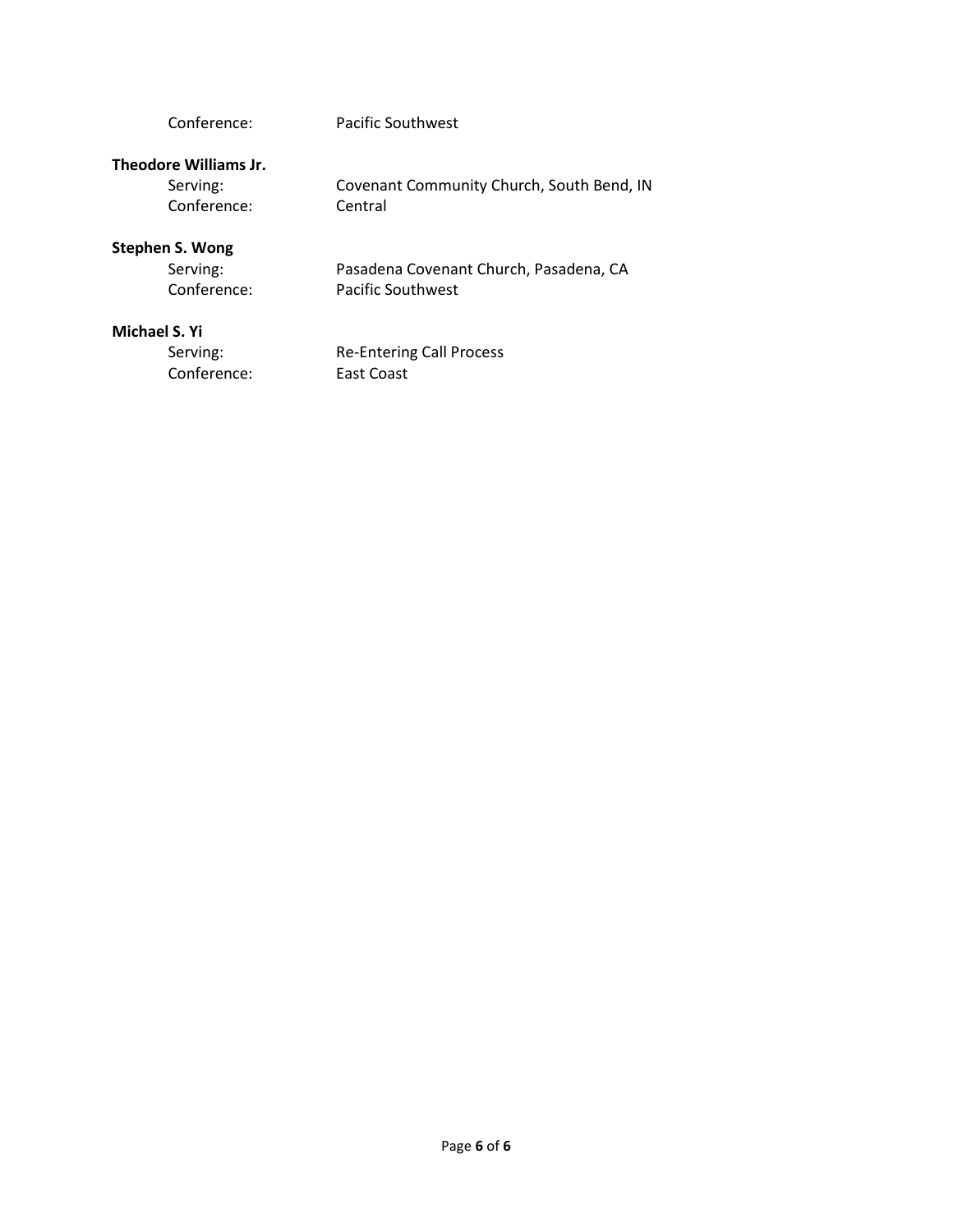Conference: Pacific Southwest

**Theodore Williams Jr.**

Serving: Covenant Community Church, South Bend, IN
Conference: Central

**Stephen S. Wong**

Serving: Pasadena Covenant Church, Pasadena, CA
Conference: Pacific Southwest

**Michael S. Yi**

Serving: Re-Entering Call Process
Conference: East Coast